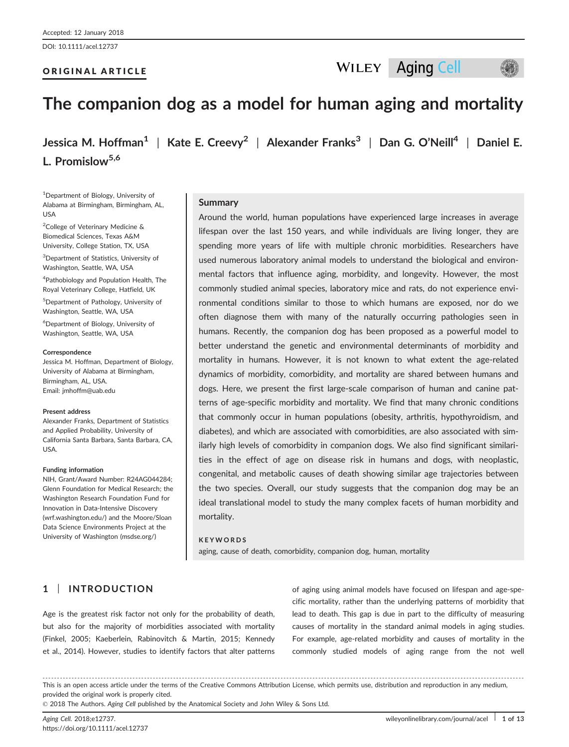Accepted: 12 January 2018

DOI: 10.1111/acel.12737

ORIGINAL ARTICLE

# The companion dog as a model for human aging and mortality

**Jessica M. Hoffman[1] | Kate E. Creevy[2] | Alexander Franks[3] | Dan G. O'Neill[4] | Daniel E. L. Promislow[5,6]**

[1]Department of Biology, University of Alabama at Birmingham, Birmingham, AL, USA

[2]College of Veterinary Medicine & Biomedical Sciences, Texas A&M University, College Station, TX, USA

[3]Department of Statistics, University of Washington, Seattle, WA, USA

[4]Pathobiology and Population Health, The Royal Veterinary College, Hatfield, UK

[5]Department of Pathology, University of Washington, Seattle, WA, USA

[6]Department of Biology, University of Washington, Seattle, WA, USA

**Correspondence**
Jessica M. Hoffman, Department of Biology, University of Alabama at Birmingham, Birmingham, AL, USA.
Email: jmhoffm@uab.edu

**Present address**
Alexander Franks, Department of Statistics and Applied Probability, University of California Santa Barbara, Santa Barbara, CA, USA.

**Funding information**
NIH, Grant/Award Number: R24AG044284; Glenn Foundation for Medical Research; the Washington Research Foundation Fund for Innovation in Data-Intensive Discovery (wrf.washington.edu/) and the Moore/Sloan Data Science Environments Project at the University of Washington (msdse.org/)

## Summary

Around the world, human populations have experienced large increases in average lifespan over the last 150 years, and while individuals are living longer, they are spending more years of life with multiple chronic morbidities. Researchers have used numerous laboratory animal models to understand the biological and environmental factors that influence aging, morbidity, and longevity. However, the most commonly studied animal species, laboratory mice and rats, do not experience environmental conditions similar to those to which humans are exposed, nor do we often diagnose them with many of the naturally occurring pathologies seen in humans. Recently, the companion dog has been proposed as a powerful model to better understand the genetic and environmental determinants of morbidity and mortality in humans. However, it is not known to what extent the age-related dynamics of morbidity, comorbidity, and mortality are shared between humans and dogs. Here, we present the first large-scale comparison of human and canine patterns of age-specific morbidity and mortality. We find that many chronic conditions that commonly occur in human populations (obesity, arthritis, hypothyroidism, and diabetes), and which are associated with comorbidities, are also associated with similarly high levels of comorbidity in companion dogs. We also find significant similarities in the effect of age on disease risk in humans and dogs, with neoplastic, congenital, and metabolic causes of death showing similar age trajectories between the two species. Overall, our study suggests that the companion dog may be an ideal translational model to study the many complex facets of human morbidity and mortality.

**KEYWORDS**
aging, cause of death, comorbidity, companion dog, human, mortality

## 1 | INTRODUCTION

Age is the greatest risk factor not only for the probability of death, but also for the majority of morbidities associated with mortality (Finkel, 2005; Kaeberlein, Rabinovitch & Martin, 2015; Kennedy et al., 2014). However, studies to identify factors that alter patterns of aging using animal models have focused on lifespan and age-specific mortality, rather than the underlying patterns of morbidity that lead to death. This gap is due in part to the difficulty of measuring causes of mortality in the standard animal models in aging studies. For example, age-related morbidity and causes of mortality in the commonly studied models of aging range from the not well

This is an open access article under the terms of the Creative Commons Attribution License, which permits use, distribution and reproduction in any medium, provided the original work is properly cited.
© 2018 The Authors. *Aging Cell* published by the Anatomical Society and John Wiley & Sons Ltd.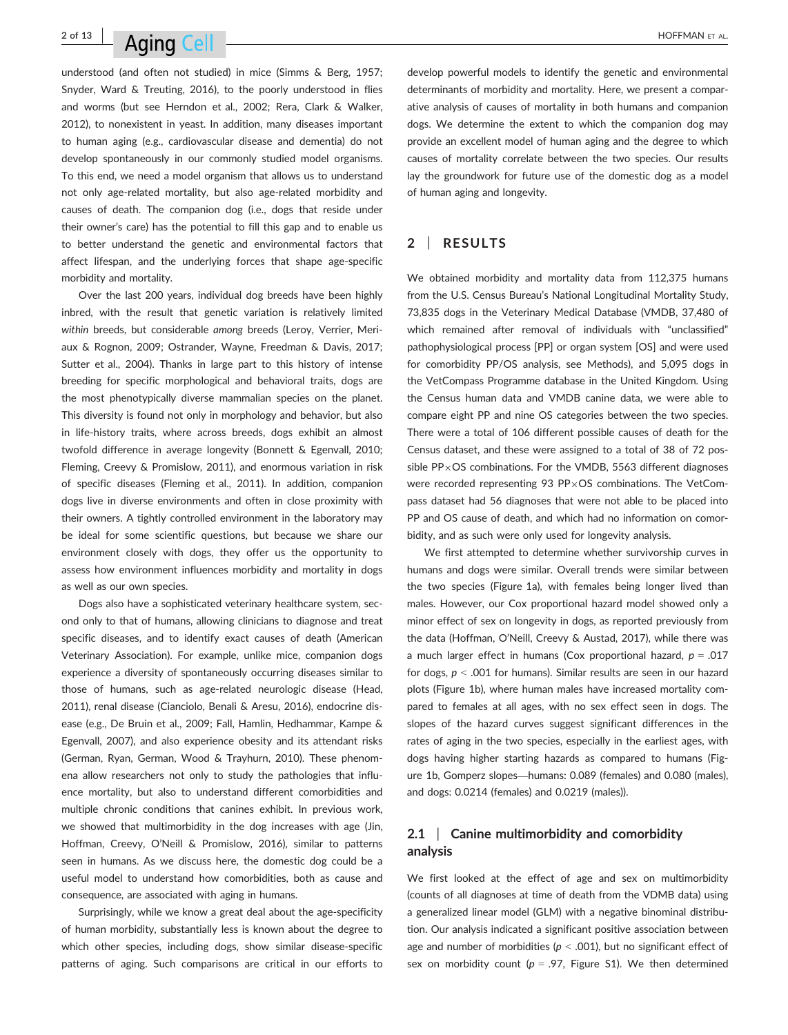understood (and often not studied) in mice (Simms & Berg, 1957; Snyder, Ward & Treuting, 2016), to the poorly understood in flies and worms (but see Herndon et al., 2002; Rera, Clark & Walker, 2012), to nonexistent in yeast. In addition, many diseases important to human aging (e.g., cardiovascular disease and dementia) do not develop spontaneously in commonly studied model organisms. To this end, we need a model organism that allows us to understand not only age-related mortality, but also age-related morbidity and causes of death. The companion dog (i.e., dogs that reside under their owner's care) has the potential to fill this gap and to enable us to better understand the genetic and environmental factors that affect lifespan, and the underlying forces that shape age-specific morbidity and mortality.

Over the last 200 years, individual dog breeds have been highly inbred, with the result that genetic variation is relatively limited *within* breeds, but considerable *among* breeds (Leroy, Verrier, Meriaux & Rognon, 2009; Ostrander, Wayne, Freedman & Davis, 2017; Sutter et al., 2004). Thanks in large part to this history of intense breeding for specific morphological and behavioral traits, dogs are the most phenotypically diverse mammalian species on the planet. This diversity is found not only in morphology and behavior, but also in life-history traits, where across breeds, dogs exhibit an almost twofold difference in average longevity (Bonnett & Egenvall, 2010; Fleming, Creevy & Promislow, 2011), and enormous variation in risk of specific diseases (Fleming et al., 2011). In addition, companion dogs live in diverse environments and often in close proximity with their owners. A tightly controlled environment in the laboratory may be ideal for some scientific questions, but because we share our environment closely with dogs, they offer us the opportunity to assess how environment influences morbidity and mortality in dogs as well as our own species.

Dogs also have a sophisticated veterinary healthcare system, second only to that of humans, allowing clinicians to diagnose and treat specific diseases, and to identify exact causes of death (American Veterinary Association). For example, unlike mice, companion dogs experience a diversity of spontaneously occurring diseases similar to those of humans, such as age-related neurologic disease (Head, 2011), renal disease (Cianciolo, Benali & Aresu, 2016), endocrine disease (e.g., De Bruin et al., 2009; Fall, Hamlin, Hedhammar, Kampe & Egenvall, 2007), and also experience obesity and its attendant risks (German, Ryan, German, Wood & Trayhurn, 2010). These phenomena allow researchers not only to study the pathologies that influence mortality, but also to understand different comorbidities and multiple chronic conditions that canines exhibit. In previous work, we showed that multimorbidity in the dog increases with age (Jin, Hoffman, Creevy, O'Neill & Promislow, 2016), similar to patterns seen in humans. As we discuss here, the domestic dog could be a useful model to understand how comorbidities, both as cause and consequence, are associated with aging in humans.

Surprisingly, while we know a great deal about the age-specificity of human morbidity, substantially less is known about the degree to which other species, including dogs, show similar disease-specific patterns of aging. Such comparisons are critical in our efforts to develop powerful models to identify the genetic and environmental determinants of morbidity and mortality. Here, we present a comparative analysis of causes of mortality in both humans and companion dogs. We determine the extent to which the companion dog may provide an excellent model of human aging and the degree to which causes of mortality correlate between the two species. Our results lay the groundwork for future use of the domestic dog as a model of human aging and longevity.

## 2 | RESULTS

We obtained morbidity and mortality data from 112,375 humans from the U.S. Census Bureau's National Longitudinal Mortality Study, 73,835 dogs in the Veterinary Medical Database (VMDB, 37,480 of which remained after removal of individuals with "unclassified" pathophysiological process [PP] or organ system [OS] and were used for comorbidity PP/OS analysis, see Methods), and 5,095 dogs in the VetCompass Programme database in the United Kingdom. Using the Census human data and VMDB canine data, we were able to compare eight PP and nine OS categories between the two species. There were a total of 106 different possible causes of death for the Census dataset, and these were assigned to a total of 38 of 72 possible PP×OS combinations. For the VMDB, 5563 different diagnoses were recorded representing 93 PP×OS combinations. The VetCompass dataset had 56 diagnoses that were not able to be placed into PP and OS cause of death, and which had no information on comorbidity, and as such were only used for longevity analysis.

We first attempted to determine whether survivorship curves in humans and dogs were similar. Overall trends were similar between the two species (Figure 1a), with females being longer lived than males. However, our Cox proportional hazard model showed only a minor effect of sex on longevity in dogs, as reported previously from the data (Hoffman, O'Neill, Creevy & Austad, 2017), while there was a much larger effect in humans (Cox proportional hazard, $p$ = .017 for dogs, $p$ < .001 for humans). Similar results are seen in our hazard plots (Figure 1b), where human males have increased mortality compared to females at all ages, with no sex effect seen in dogs. The slopes of the hazard curves suggest significant differences in the rates of aging in the two species, especially in the earliest ages, with dogs having higher starting hazards as compared to humans (Figure 1b, Gomperz slopes—humans: 0.089 (females) and 0.080 (males), and dogs: 0.0214 (females) and 0.0219 (males)).

### 2.1 | Canine multimorbidity and comorbidity analysis

We first looked at the effect of age and sex on multimorbidity (counts of all diagnoses at time of death from the VDMB data) using a generalized linear model (GLM) with a negative binomial distribution. Our analysis indicated a significant positive association between age and number of morbidities ($p$ < .001), but no significant effect of sex on morbidity count ($p$ = .97, Figure S1). We then determined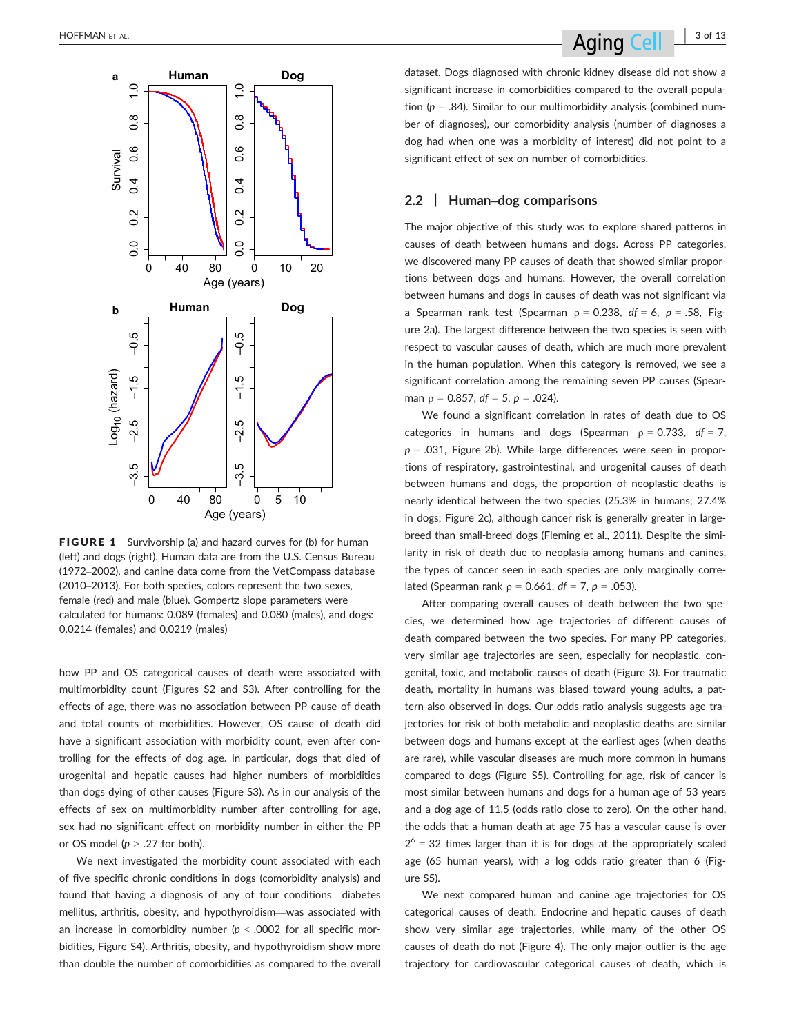FIGURE 1 Survivorship (a) and hazard curves for (b) for human (left) and dogs (right). Human data are from the U.S. Census Bureau (1972–2002), and canine data come from the VetCompass database (2010–2013). For both species, colors represent the two sexes, female (red) and male (blue). Gompertz slope parameters were calculated for humans: 0.089 (females) and 0.080 (males), and dogs: 0.0214 (females) and 0.0219 (males)

how PP and OS categorical causes of death were associated with multimorbidity count (Figures S2 and S3). After controlling for the effects of age, there was no association between PP cause of death and total counts of morbidities. However, OS cause of death did have a significant association with morbidity count, even after controlling for the effects of dog age. In particular, dogs that died of urogenital and hepatic causes had higher numbers of morbidities than dogs dying of other causes (Figure S3). As in our analysis of the effects of sex on multimorbidity number after controlling for age, sex had no significant effect on morbidity number in either the PP or OS model ($p > .27$ for both).

We next investigated the morbidity count associated with each of five specific chronic conditions in dogs (comorbidity analysis) and found that having a diagnosis of any of four conditions—diabetes mellitus, arthritis, obesity, and hypothyroidism—was associated with an increase in comorbidity number ($p < .0002$ for all specific morbidities, Figure S4). Arthritis, obesity, and hypothyroidism show more than double the number of comorbidities as compared to the overall dataset. Dogs diagnosed with chronic kidney disease did not show a significant increase in comorbidities compared to the overall population ($p = .84$). Similar to our multimorbidity analysis (combined number of diagnoses), our comorbidity analysis (number of diagnoses a dog had when one was a morbidity of interest) did not point to a significant effect of sex on number of comorbidities.

## 2.2 | Human–dog comparisons

The major objective of this study was to explore shared patterns in causes of death between humans and dogs. Across PP categories, we discovered many PP causes of death that showed similar proportions between dogs and humans. However, the overall correlation between humans and dogs in causes of death was not significant via a Spearman rank test (Spearman $\rho = 0.238$, $df = 6$, $p = .58$, Figure 2a). The largest difference between the two species is seen with respect to vascular causes of death, which are much more prevalent in the human population. When this category is removed, we see a significant correlation among the remaining seven PP causes (Spearman $\rho = 0.857$, $df = 5$, $p = .024$).

We found a significant correlation in rates of death due to OS categories in humans and dogs (Spearman $\rho = 0.733$, $df = 7$, $p = .031$, Figure 2b). While large differences were seen in proportions of respiratory, gastrointestinal, and urogenital causes of death between humans and dogs, the proportion of neoplastic deaths is nearly identical between the two species (25.3% in humans; 27.4% in dogs; Figure 2c), although cancer risk is generally greater in large-breed than small-breed dogs (Fleming et al., 2011). Despite the similarity in risk of death due to neoplasia among humans and canines, the types of cancer seen in each species are only marginally correlated (Spearman rank $\rho = 0.661$, $df = 7$, $p = .053$).

After comparing overall causes of death between the two species, we determined how age trajectories of different causes of death compared between the two species. For many PP categories, very similar age trajectories are seen, especially for neoplastic, congenital, toxic, and metabolic causes of death (Figure 3). For traumatic death, mortality in humans was biased toward young adults, a pattern also observed in dogs. Our odds ratio analysis suggests age trajectories for risk of both metabolic and neoplastic deaths are similar between dogs and humans except at the earliest ages (when deaths are rare), while vascular diseases are much more common in humans compared to dogs (Figure S5). Controlling for age, risk of cancer is most similar between humans and dogs for a human age of 53 years and a dog age of 11.5 (odds ratio close to zero). On the other hand, the odds that a human death at age 75 has a vascular cause is over $2^6 = 32$ times larger than it is for dogs at the appropriately scaled age (65 human years), with a log odds ratio greater than 6 (Figure S5).

We next compared human and canine age trajectories for OS categorical causes of death. Endocrine and hepatic causes of death show very similar age trajectories, while many of the other OS causes of death do not (Figure 4). The only major outlier is the age trajectory for cardiovascular categorical causes of death, which is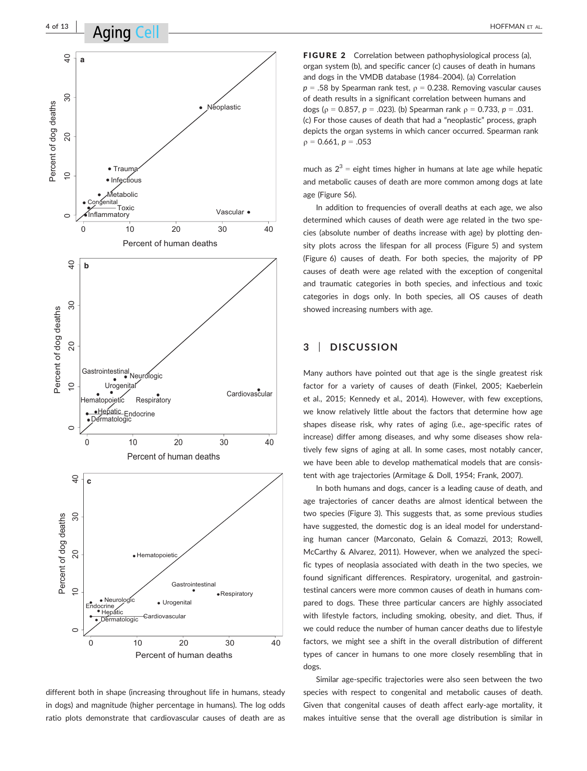**FIGURE 2** Correlation between pathophysiological process (a), organ system (b), and specific cancer (c) causes of death in humans and dogs in the VMDB database (1984–2004). (a) Correlation $p = .58$ by Spearman rank test, $\rho = 0.238$. Removing vascular causes of death results in a significant correlation between humans and dogs ($\rho = 0.857$, $p = .023$). (b) Spearman rank $\rho = 0.733$, $p = .031$. (c) For those causes of death that had a "neoplastic" process, graph depicts the organ systems in which cancer occurred. Spearman rank $\rho = 0.661$, $p = .053$

different both in shape (increasing throughout life in humans, steady in dogs) and magnitude (higher percentage in humans). The log odds ratio plots demonstrate that cardiovascular causes of death are as much as $2^3$ = eight times higher in humans at late age while hepatic and metabolic causes of death are more common among dogs at late age (Figure S6).

In addition to frequencies of overall deaths at each age, we also determined which causes of death were age related in the two species (absolute number of deaths increase with age) by plotting density plots across the lifespan for all process (Figure 5) and system (Figure 6) causes of death. For both species, the majority of PP causes of death were age related with the exception of congenital and traumatic categories in both species, and infectious and toxic categories in dogs only. In both species, all OS causes of death showed increasing numbers with age.

## 3 | DISCUSSION

Many authors have pointed out that age is the single greatest risk factor for a variety of causes of death (Finkel, 2005; Kaeberlein et al., 2015; Kennedy et al., 2014). However, with few exceptions, we know relatively little about the factors that determine how age shapes disease risk, why rates of aging (i.e., age-specific rates of increase) differ among diseases, and why some diseases show relatively few signs of aging at all. In some cases, most notably cancer, we have been able to develop mathematical models that are consistent with age trajectories (Armitage & Doll, 1954; Frank, 2007).

In both humans and dogs, cancer is a leading cause of death, and age trajectories of cancer deaths are almost identical between the two species (Figure 3). This suggests that, as some previous studies have suggested, the domestic dog is an ideal model for understanding human cancer (Marconato, Gelain & Comazzi, 2013; Rowell, McCarthy & Alvarez, 2011). However, when we analyzed the specific types of neoplasia associated with death in the two species, we found significant differences. Respiratory, urogenital, and gastrointestinal cancers were more common causes of death in humans compared to dogs. These three particular cancers are highly associated with lifestyle factors, including smoking, obesity, and diet. Thus, if we could reduce the number of human cancer deaths due to lifestyle factors, we might see a shift in the overall distribution of different types of cancer in humans to one more closely resembling that in dogs.

Similar age-specific trajectories were also seen between the two species with respect to congenital and metabolic causes of death. Given that congenital causes of death affect early-age mortality, it makes intuitive sense that the overall age distribution is similar in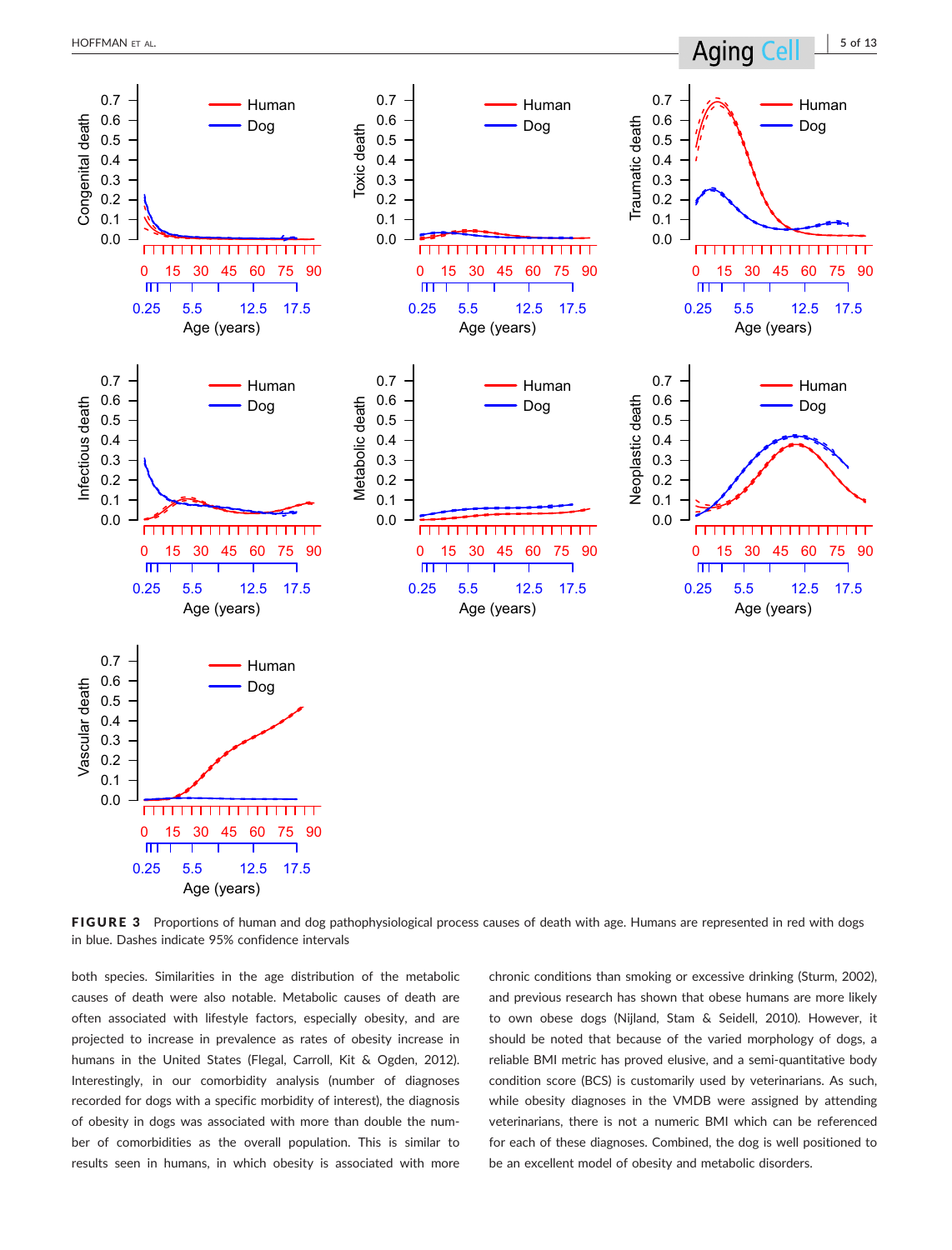**FIGURE 3** Proportions of human and dog pathophysiological process causes of death with age. Humans are represented in red with dogs in blue. Dashes indicate 95% confidence intervals

both species. Similarities in the age distribution of the metabolic causes of death were also notable. Metabolic causes of death are often associated with lifestyle factors, especially obesity, and are projected to increase in prevalence as rates of obesity increase in humans in the United States (Flegal, Carroll, Kit & Ogden, 2012). Interestingly, in our comorbidity analysis (number of diagnoses recorded for dogs with a specific morbidity of interest), the diagnosis of obesity in dogs was associated with more than double the number of comorbidities as the overall population. This is similar to results seen in humans, in which obesity is associated with more chronic conditions than smoking or excessive drinking (Sturm, 2002), and previous research has shown that obese humans are more likely to own obese dogs (Nijland, Stam & Seidell, 2010). However, it should be noted that because of the varied morphology of dogs, a reliable BMI metric has proved elusive, and a semi-quantitative body condition score (BCS) is customarily used by veterinarians. As such, while obesity diagnoses in the VMDB were assigned by attending veterinarians, there is not a numeric BMI which can be referenced for each of these diagnoses. Combined, the dog is well positioned to be an excellent model of obesity and metabolic disorders.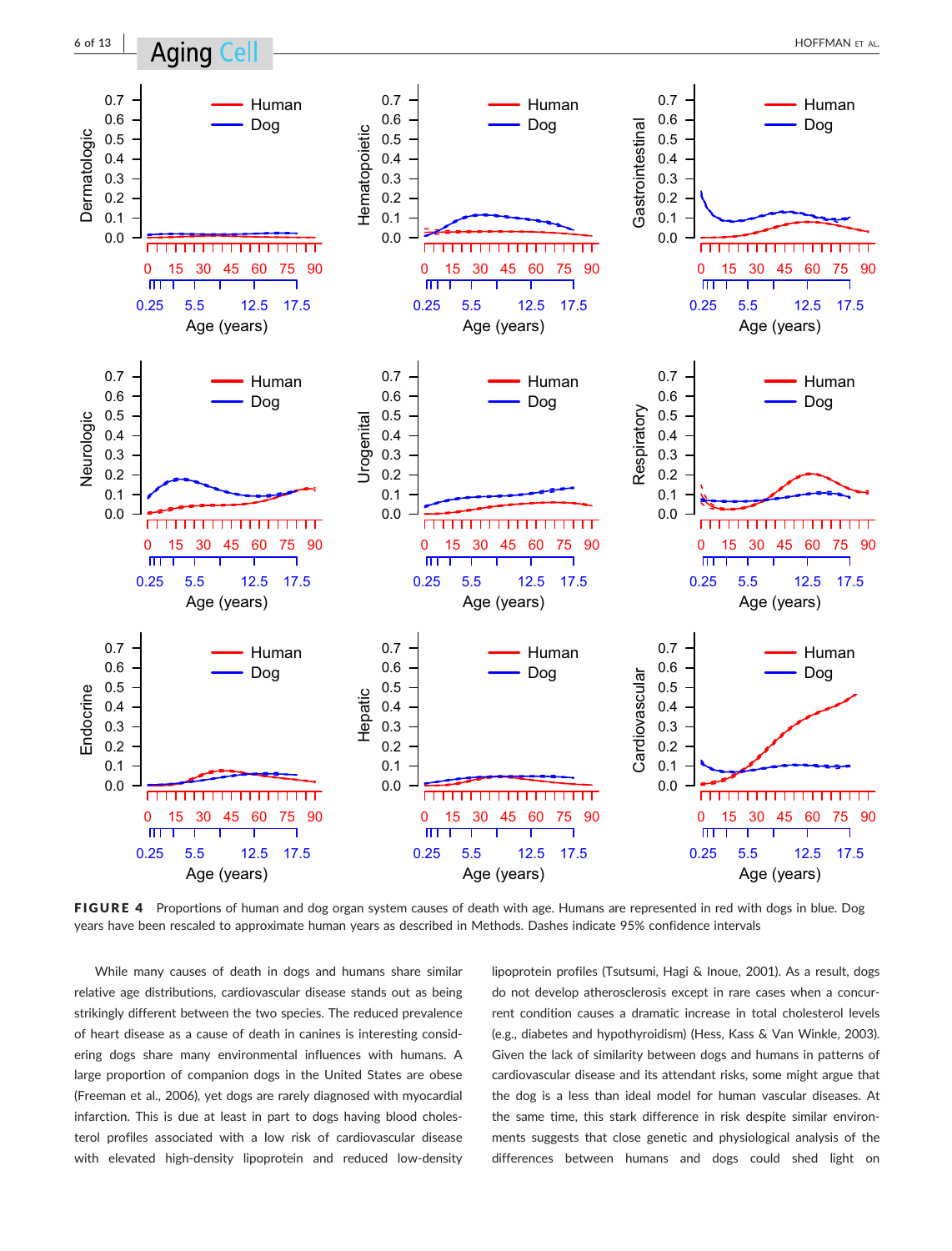**FIGURE 4** Proportions of human and dog organ system causes of death with age. Humans are represented in red with dogs in blue. Dog years have been rescaled to approximate human years as described in Methods. Dashes indicate 95% confidence intervals

While many causes of death in dogs and humans share similar relative age distributions, cardiovascular disease stands out as being strikingly different between the two species. The reduced prevalence of heart disease as a cause of death in canines is interesting considering dogs share many environmental influences with humans. A large proportion of companion dogs in the United States are obese (Freeman et al., 2006), yet dogs are rarely diagnosed with myocardial infarction. This is due at least in part to dogs having blood cholesterol profiles associated with a low risk of cardiovascular disease with elevated high-density lipoprotein and reduced low-density lipoprotein profiles (Tsutsumi, Hagi & Inoue, 2001). As a result, dogs do not develop atherosclerosis except in rare cases when a concurrent condition causes a dramatic increase in total cholesterol levels (e.g., diabetes and hypothyroidism) (Hess, Kass & Van Winkle, 2003). Given the lack of similarity between dogs and humans in patterns of cardiovascular disease and its attendant risks, some might argue that the dog is a less than ideal model for human vascular diseases. At the same time, this stark difference in risk despite similar environments suggests that close genetic and physiological analysis of the differences between humans and dogs could shed light on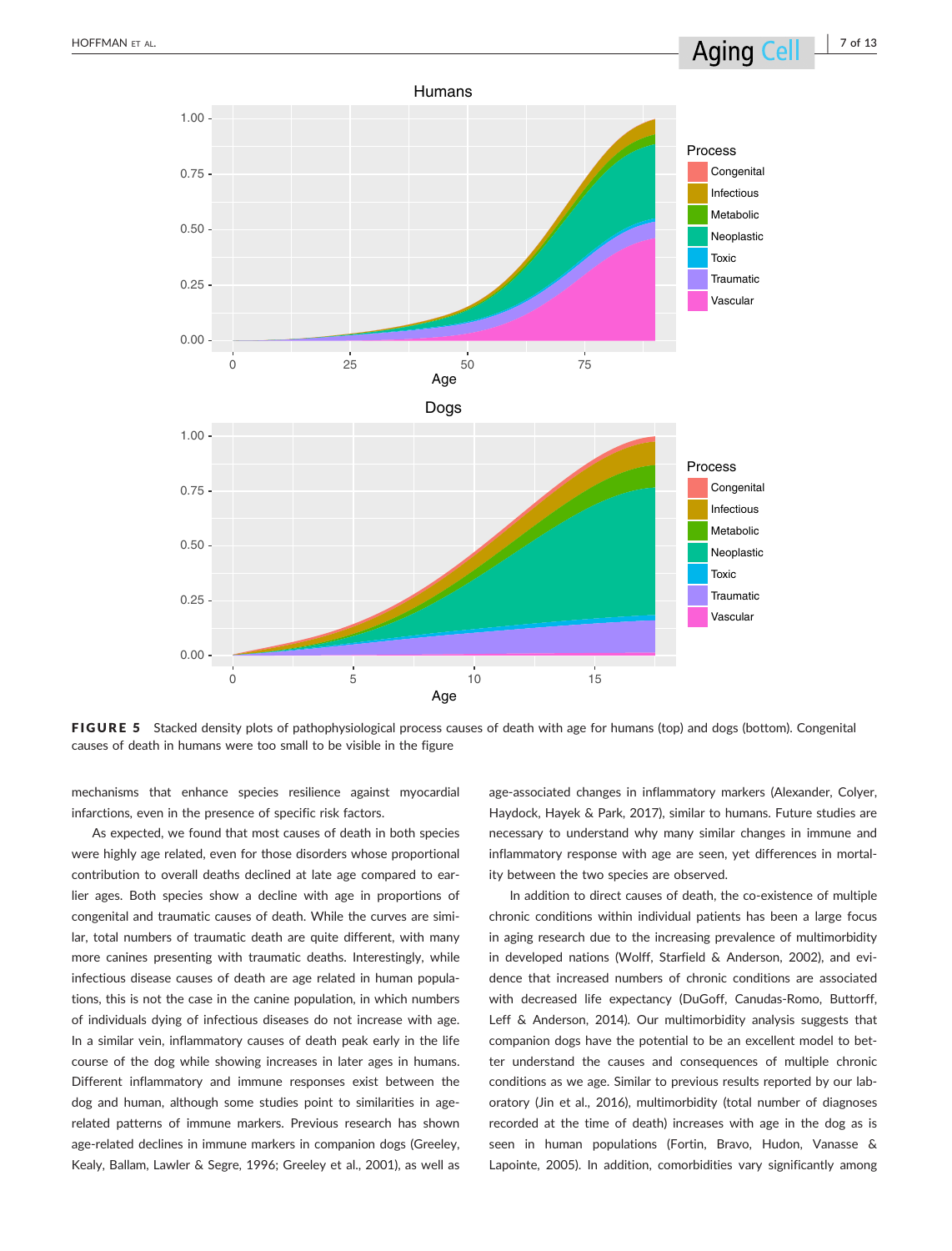FIGURE 5 Stacked density plots of pathophysiological process causes of death with age for humans (top) and dogs (bottom). Congenital causes of death in humans were too small to be visible in the figure

mechanisms that enhance species resilience against myocardial infarctions, even in the presence of specific risk factors.

As expected, we found that most causes of death in both species were highly age related, even for those disorders whose proportional contribution to overall deaths declined at late age compared to earlier ages. Both species show a decline with age in proportions of congenital and traumatic causes of death. While the curves are similar, total numbers of traumatic death are quite different, with many more canines presenting with traumatic deaths. Interestingly, while infectious disease causes of death are age related in human populations, this is not the case in the canine population, in which numbers of individuals dying of infectious diseases do not increase with age. In a similar vein, inflammatory causes of death peak early in the life course of the dog while showing increases in later ages in humans. Different inflammatory and immune responses exist between the dog and human, although some studies point to similarities in age-related patterns of immune markers. Previous research has shown age-related declines in immune markers in companion dogs (Greeley, Kealy, Ballam, Lawler & Segre, 1996; Greeley et al., 2001), as well as age-associated changes in inflammatory markers (Alexander, Colyer, Haydock, Hayek & Park, 2017), similar to humans. Future studies are necessary to understand why many similar changes in immune and inflammatory response with age are seen, yet differences in mortality between the two species are observed.

In addition to direct causes of death, the co-existence of multiple chronic conditions within individual patients has been a large focus in aging research due to the increasing prevalence of multimorbidity in developed nations (Wolff, Starfield & Anderson, 2002), and evidence that increased numbers of chronic conditions are associated with decreased life expectancy (DuGoff, Canudas-Romo, Buttorff, Leff & Anderson, 2014). Our multimorbidity analysis suggests that companion dogs have the potential to be an excellent model to better understand the causes and consequences of multiple chronic conditions as we age. Similar to previous results reported by our laboratory (Jin et al., 2016), multimorbidity (total number of diagnoses recorded at the time of death) increases with age in the dog as is seen in human populations (Fortin, Bravo, Hudon, Vanasse & Lapointe, 2005). In addition, comorbidities vary significantly among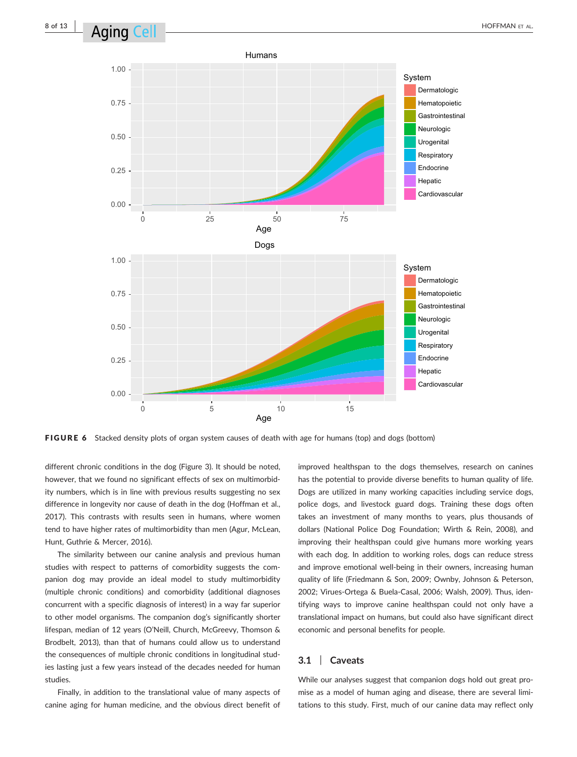FIGURE 6 Stacked density plots of organ system causes of death with age for humans (top) and dogs (bottom)

different chronic conditions in the dog (Figure 3). It should be noted, however, that we found no significant effects of sex on multimorbidity numbers, which is in line with previous results suggesting no sex difference in longevity nor cause of death in the dog (Hoffman et al., 2017). This contrasts with results seen in humans, where women tend to have higher rates of multimorbidity than men (Agur, McLean, Hunt, Guthrie & Mercer, 2016).

The similarity between our canine analysis and previous human studies with respect to patterns of comorbidity suggests the companion dog may provide an ideal model to study multimorbidity (multiple chronic conditions) and comorbidity (additional diagnoses concurrent with a specific diagnosis of interest) in a way far superior to other model organisms. The companion dog's significantly shorter lifespan, median of 12 years (O'Neill, Church, McGreevy, Thomson & Brodbelt, 2013), than that of humans could allow us to understand the consequences of multiple chronic conditions in longitudinal studies lasting just a few years instead of the decades needed for human studies.

Finally, in addition to the translational value of many aspects of canine aging for human medicine, and the obvious direct benefit of improved healthspan to the dogs themselves, research on canines has the potential to provide diverse benefits to human quality of life. Dogs are utilized in many working capacities including service dogs, police dogs, and livestock guard dogs. Training these dogs often takes an investment of many months to years, plus thousands of dollars (National Police Dog Foundation; Wirth & Rein, 2008), and improving their healthspan could give humans more working years with each dog. In addition to working roles, dogs can reduce stress and improve emotional well-being in their owners, increasing human quality of life (Friedmann & Son, 2009; Ownby, Johnson & Peterson, 2002; Virues-Ortega & Buela-Casal, 2006; Walsh, 2009). Thus, identifying ways to improve canine healthspan could not only have a translational impact on humans, but could also have significant direct economic and personal benefits for people.

## 3.1 | Caveats

While our analyses suggest that companion dogs hold out great promise as a model of human aging and disease, there are several limitations to this study. First, much of our canine data may reflect only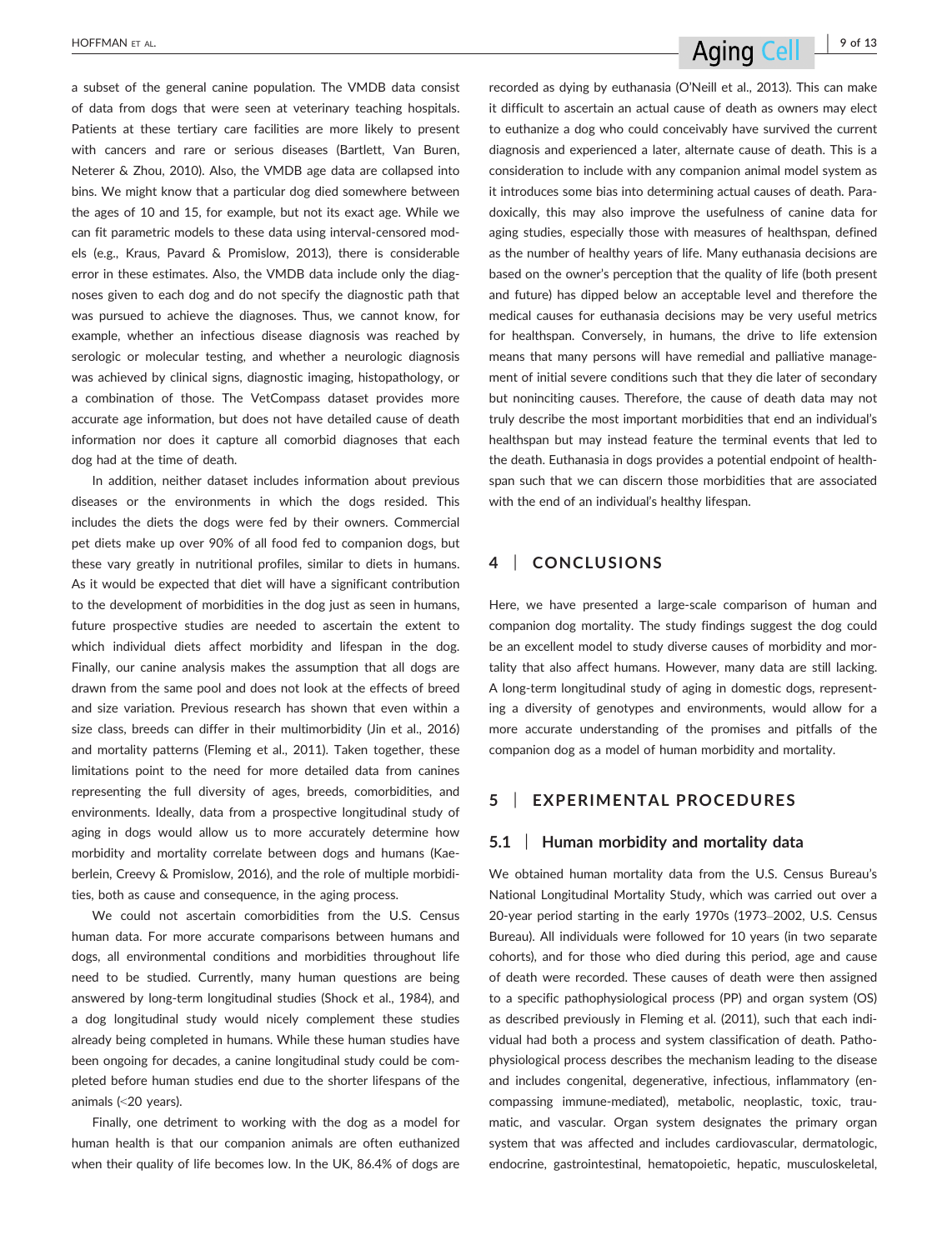a subset of the general canine population. The VMDB data consist of data from dogs that were seen at veterinary teaching hospitals. Patients at these tertiary care facilities are more likely to present with cancers and rare or serious diseases (Bartlett, Van Buren, Neterer & Zhou, 2010). Also, the VMDB age data are collapsed into bins. We might know that a particular dog died somewhere between the ages of 10 and 15, for example, but not its exact age. While we can fit parametric models to these data using interval-censored models (e.g., Kraus, Pavard & Promislow, 2013), there is considerable error in these estimates. Also, the VMDB data include only the diagnoses given to each dog and do not specify the diagnostic path that was pursued to achieve the diagnoses. Thus, we cannot know, for example, whether an infectious disease diagnosis was reached by serologic or molecular testing, and whether a neurologic diagnosis was achieved by clinical signs, diagnostic imaging, histopathology, or a combination of those. The VetCompass dataset provides more accurate age information, but does not have detailed cause of death information nor does it capture all comorbid diagnoses that each dog had at the time of death.

In addition, neither dataset includes information about previous diseases or the environments in which the dogs resided. This includes the diets the dogs were fed by their owners. Commercial pet diets make up over 90% of all food fed to companion dogs, but these vary greatly in nutritional profiles, similar to diets in humans. As it would be expected that diet will have a significant contribution to the development of morbidities in the dog just as seen in humans, future prospective studies are needed to ascertain the extent to which individual diets affect morbidity and lifespan in the dog. Finally, our canine analysis makes the assumption that all dogs are drawn from the same pool and does not look at the effects of breed and size variation. Previous research has shown that even within a size class, breeds can differ in their multimorbidity (Jin et al., 2016) and mortality patterns (Fleming et al., 2011). Taken together, these limitations point to the need for more detailed data from canines representing the full diversity of ages, breeds, comorbidities, and environments. Ideally, data from a prospective longitudinal study of aging in dogs would allow us to more accurately determine how morbidity and mortality correlate between dogs and humans (Kaeberlein, Creevy & Promislow, 2016), and the role of multiple morbidities, both as cause and consequence, in the aging process.

We could not ascertain comorbidities from the U.S. Census human data. For more accurate comparisons between humans and dogs, all environmental conditions and morbidities throughout life need to be studied. Currently, many human questions are being answered by long-term longitudinal studies (Shock et al., 1984), and a dog longitudinal study would nicely complement these studies already being completed in humans. While these human studies have been ongoing for decades, a canine longitudinal study could be completed before human studies end due to the shorter lifespans of the animals (<20 years).

Finally, one detriment to working with the dog as a model for human health is that our companion animals are often euthanized when their quality of life becomes low. In the UK, 86.4% of dogs are recorded as dying by euthanasia (O'Neill et al., 2013). This can make it difficult to ascertain an actual cause of death as owners may elect to euthanize a dog who could conceivably have survived the current diagnosis and experienced a later, alternate cause of death. This is a consideration to include with any companion animal model system as it introduces some bias into determining actual causes of death. Paradoxically, this may also improve the usefulness of canine data for aging studies, especially those with measures of healthspan, defined as the number of healthy years of life. Many euthanasia decisions are based on the owner's perception that the quality of life (both present and future) has dipped below an acceptable level and therefore the medical causes for euthanasia decisions may be very useful metrics for healthspan. Conversely, in humans, the drive to life extension means that many persons will have remedial and palliative management of initial severe conditions such that they die later of secondary but noninciting causes. Therefore, the cause of death data may not truly describe the most important morbidities that end an individual's healthspan but may instead feature the terminal events that led to the death. Euthanasia in dogs provides a potential endpoint of healthspan such that we can discern those morbidities that are associated with the end of an individual's healthy lifespan.

## 4 | CONCLUSIONS

Here, we have presented a large-scale comparison of human and companion dog mortality. The study findings suggest the dog could be an excellent model to study diverse causes of morbidity and mortality that also affect humans. However, many data are still lacking. A long-term longitudinal study of aging in domestic dogs, representing a diversity of genotypes and environments, would allow for a more accurate understanding of the promises and pitfalls of the companion dog as a model of human morbidity and mortality.

## 5 | EXPERIMENTAL PROCEDURES

### 5.1 | Human morbidity and mortality data

We obtained human mortality data from the U.S. Census Bureau's National Longitudinal Mortality Study, which was carried out over a 20-year period starting in the early 1970s (1973–2002, U.S. Census Bureau). All individuals were followed for 10 years (in two separate cohorts), and for those who died during this period, age and cause of death were recorded. These causes of death were then assigned to a specific pathophysiological process (PP) and organ system (OS) as described previously in Fleming et al. (2011), such that each individual had both a process and system classification of death. Pathophysiological process describes the mechanism leading to the disease and includes congenital, degenerative, infectious, inflammatory (encompassing immune-mediated), metabolic, neoplastic, toxic, traumatic, and vascular. Organ system designates the primary organ system that was affected and includes cardiovascular, dermatologic, endocrine, gastrointestinal, hematopoietic, hepatic, musculoskeletal,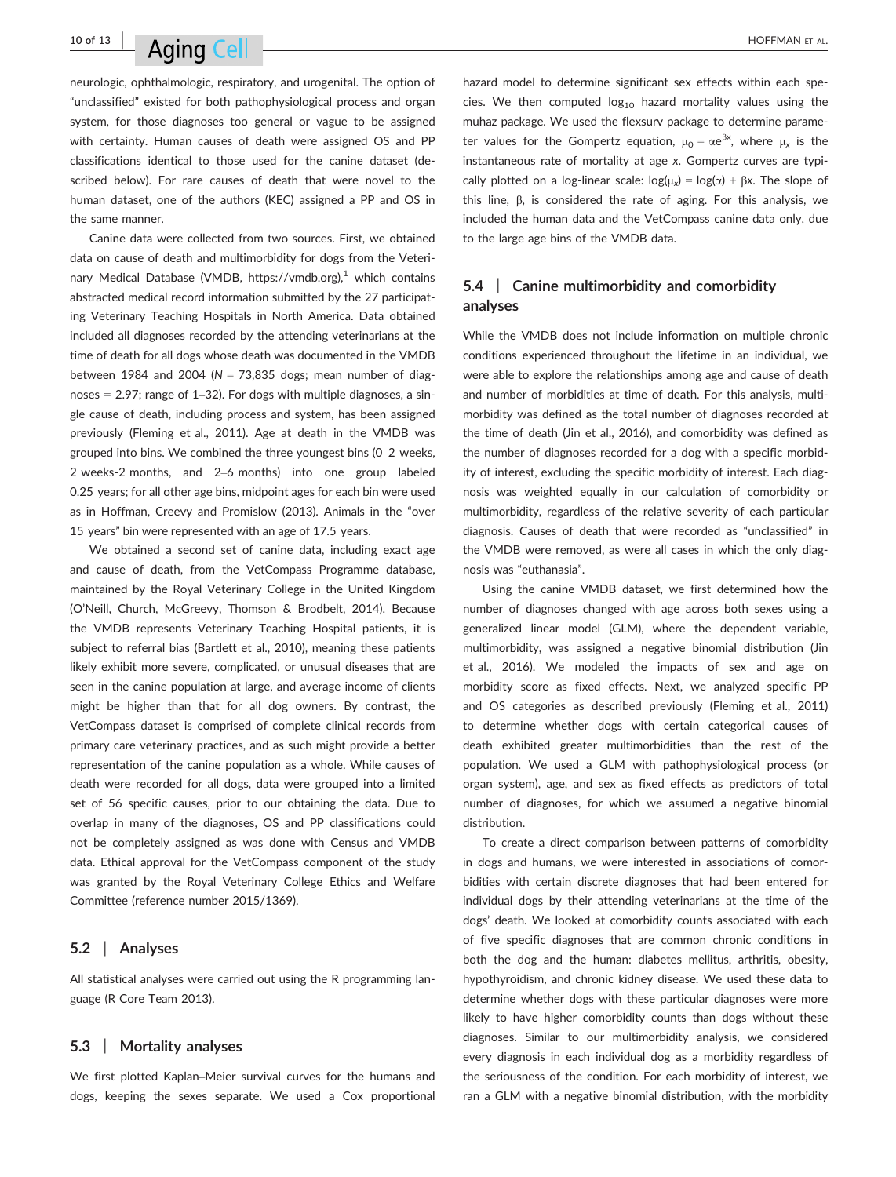neurologic, ophthalmologic, respiratory, and urogenital. The option of "unclassified" existed for both pathophysiological process and organ system, for those diagnoses too general or vague to be assigned with certainty. Human causes of death were assigned OS and PP classifications identical to those used for the canine dataset (described below). For rare causes of death that were novel to the human dataset, one of the authors (KEC) assigned a PP and OS in the same manner.

Canine data were collected from two sources. First, we obtained data on cause of death and multimorbidity for dogs from the Veterinary Medical Database (VMDB, https://vmdb.org),[1] which contains abstracted medical record information submitted by the 27 participating Veterinary Teaching Hospitals in North America. Data obtained included all diagnoses recorded by the attending veterinarians at the time of death for all dogs whose death was documented in the VMDB between 1984 and 2004 ($N$ = 73,835 dogs; mean number of diagnoses = 2.97; range of 1–32). For dogs with multiple diagnoses, a single cause of death, including process and system, has been assigned previously (Fleming et al., 2011). Age at death in the VMDB was grouped into bins. We combined the three youngest bins (0–2 weeks, 2 weeks-2 months, and 2–6 months) into one group labeled 0.25 years; for all other age bins, midpoint ages for each bin were used as in Hoffman, Creevy and Promislow (2013). Animals in the "over 15 years" bin were represented with an age of 17.5 years.

We obtained a second set of canine data, including exact age and cause of death, from the VetCompass Programme database, maintained by the Royal Veterinary College in the United Kingdom (O'Neill, Church, McGreevy, Thomson & Brodbelt, 2014). Because the VMDB represents Veterinary Teaching Hospital patients, it is subject to referral bias (Bartlett et al., 2010), meaning these patients likely exhibit more severe, complicated, or unusual diseases that are seen in the canine population at large, and average income of clients might be higher than that for all dog owners. By contrast, the VetCompass dataset is comprised of complete clinical records from primary care veterinary practices, and as such might provide a better representation of the canine population as a whole. While causes of death were recorded for all dogs, data were grouped into a limited set of 56 specific causes, prior to our obtaining the data. Due to overlap in many of the diagnoses, OS and PP classifications could not be completely assigned as was done with Census and VMDB data. Ethical approval for the VetCompass component of the study was granted by the Royal Veterinary College Ethics and Welfare Committee (reference number 2015/1369).

## 5.2 | Analyses

All statistical analyses were carried out using the R programming language (R Core Team 2013).

## 5.3 | Mortality analyses

We first plotted Kaplan–Meier survival curves for the humans and dogs, keeping the sexes separate. We used a Cox proportional hazard model to determine significant sex effects within each species. We then computed $\log_{10}$ hazard mortality values using the muhaz package. We used the flexsurv package to determine parameter values for the Gompertz equation, $\mu_0 = \alpha e^{\beta x}$, where $\mu_x$ is the instantaneous rate of mortality at age $x$. Gompertz curves are typically plotted on a log-linear scale: $\log(\mu_x) = \log(\alpha) + \beta x$. The slope of this line, $\beta$, is considered the rate of aging. For this analysis, we included the human data and the VetCompass canine data only, due to the large age bins of the VMDB data.

## 5.4 | Canine multimorbidity and comorbidity analyses

While the VMDB does not include information on multiple chronic conditions experienced throughout the lifetime in an individual, we were able to explore the relationships among age and cause of death and number of morbidities at time of death. For this analysis, multimorbidity was defined as the total number of diagnoses recorded at the time of death (Jin et al., 2016), and comorbidity was defined as the number of diagnoses recorded for a dog with a specific morbidity of interest, excluding the specific morbidity of interest. Each diagnosis was weighted equally in our calculation of comorbidity or multimorbidity, regardless of the relative severity of each particular diagnosis. Causes of death that were recorded as "unclassified" in the VMDB were removed, as were all cases in which the only diagnosis was "euthanasia".

Using the canine VMDB dataset, we first determined how the number of diagnoses changed with age across both sexes using a generalized linear model (GLM), where the dependent variable, multimorbidity, was assigned a negative binomial distribution (Jin et al., 2016). We modeled the impacts of sex and age on morbidity score as fixed effects. Next, we analyzed specific PP and OS categories as described previously (Fleming et al., 2011) to determine whether dogs with certain categorical causes of death exhibited greater multimorbidities than the rest of the population. We used a GLM with pathophysiological process (or organ system), age, and sex as fixed effects as predictors of total number of diagnoses, for which we assumed a negative binomial distribution.

To create a direct comparison between patterns of comorbidity in dogs and humans, we were interested in associations of comorbidities with certain discrete diagnoses that had been entered for individual dogs by their attending veterinarians at the time of the dogs' death. We looked at comorbidity counts associated with each of five specific diagnoses that are common chronic conditions in both the dog and the human: diabetes mellitus, arthritis, obesity, hypothyroidism, and chronic kidney disease. We used these data to determine whether dogs with these particular diagnoses were more likely to have higher comorbidity counts than dogs without these diagnoses. Similar to our multimorbidity analysis, we considered every diagnosis in each individual dog as a morbidity regardless of the seriousness of the condition. For each morbidity of interest, we ran a GLM with a negative binomial distribution, with the morbidity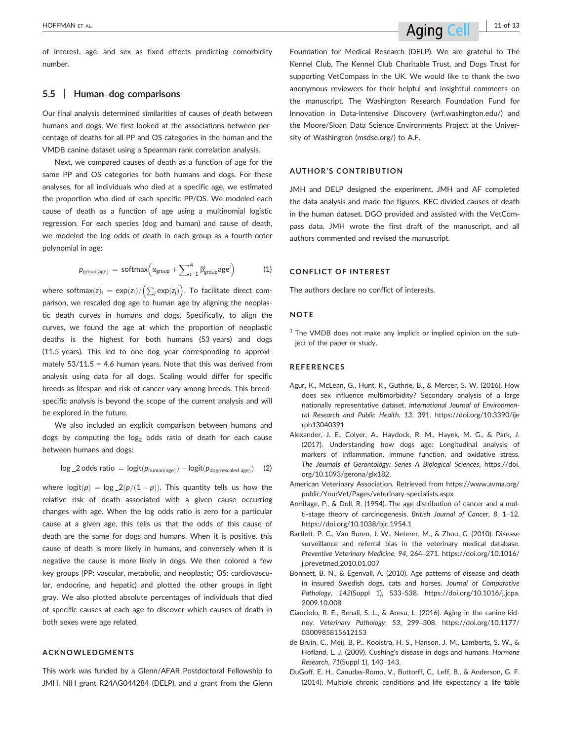of interest, age, and sex as fixed effects predicting comorbidity number.

### 5.5 | Human–dog comparisons

Our final analysis determined similarities of causes of death between humans and dogs. We first looked at the associations between percentage of deaths for all PP and OS categories in the human and the VMDB canine dataset using a Spearman rank correlation analysis.

Next, we compared causes of death as a function of age for the same PP and OS categories for both humans and dogs. For these analyses, for all individuals who died at a specific age, we estimated the proportion who died of each specific PP/OS. We modeled each cause of death as a function of age using a multinomial logistic regression. For each species (dog and human) and cause of death, we modeled the log odds of death in each group as a fourth-order polynomial in age:

$$p_{\text{group(age)}} = \text{softmax}\left(\alpha_{\text{group}} + \sum_{i=1}^{4} \beta^{i}_{\text{group}} \text{age}^{i}\right) \qquad (1)$$

where $\text{softmax}(z)_i = \exp(z_i)/\left(\sum_j \exp(z_j)\right)$. To facilitate direct comparison, we rescaled dog age to human age by aligning the neoplastic death curves in humans and dogs. Specifically, to align the curves, we found the age at which the proportion of neoplastic deaths is the highest for both humans (53 years) and dogs (11.5 years). This led to one dog year corresponding to approximately $53/11.5 = 4.6$ human years. Note that this was derived from analysis using data for all dogs. Scaling would differ for specific breeds as lifespan and risk of cancer vary among breeds. This breed-specific analysis is beyond the scope of the current analysis and will be explored in the future.

We also included an explicit comparison between humans and dogs by computing the $\log_2$ odds ratio of death for each cause between humans and dogs:

$$\log\_2\,\text{odds ratio} = \text{logit}(p_{\text{human(age)}}) - \text{logit}(p_{\text{dog(rescaled age)}}) \qquad (2)$$

where $\text{logit}(p) = \log\_2(p/(1-p))$. This quantity tells us how the relative risk of death associated with a given cause occurring changes with age. When the log odds ratio is zero for a particular cause at a given age, this tells us that the odds of this cause of death are the same for dogs and humans. When it is positive, this cause of death is more likely in humans, and conversely when it is negative the cause is more likely in dogs. We then colored a few key groups (PP: vascular, metabolic, and neoplastic; OS: cardiovascular, endocrine, and hepatic) and plotted the other groups in light gray. We also plotted absolute percentages of individuals that died of specific causes at each age to discover which causes of death in both sexes were age related.

## ACKNOWLEDGMENTS

This work was funded by a Glenn/AFAR Postdoctoral Fellowship to JMH, NIH grant R24AG044284 (DELP), and a grant from the Glenn Foundation for Medical Research (DELP). We are grateful to The Kennel Club, The Kennel Club Charitable Trust, and Dogs Trust for supporting VetCompass in the UK. We would like to thank the two anonymous reviewers for their helpful and insightful comments on the manuscript. The Washington Research Foundation Fund for Innovation in Data-Intensive Discovery (wrf.washington.edu/) and the Moore/Sloan Data Science Environments Project at the University of Washington (msdse.org/) to A.F.

## AUTHOR'S CONTRIBUTION

JMH and DELP designed the experiment. JMH and AF completed the data analysis and made the figures. KEC divided causes of death in the human dataset. DGO provided and assisted with the VetCompass data. JMH wrote the first draft of the manuscript, and all authors commented and revised the manuscript.

## CONFLICT OF INTEREST

The authors declare no conflict of interests.

## NOTE

[1] The VMDB does not make any implicit or implied opinion on the subject of the paper or study.

## REFERENCES

Agur, K., McLean, G., Hunt, K., Guthrie, B., & Mercer, S. W. (2016). How does sex influence multimorbidity? Secondary analysis of a large nationally representative dataset. *International Journal of Environmental Research and Public Health*, *13*, 391. https://doi.org/10.3390/ijerph13040391

Alexander, J. E., Colyer, A., Haydock, R. M., Hayek, M. G., & Park, J. (2017). Understanding how dogs age: Longitudinal analysis of markers of inflammation, immune function, and oxidative stress. *The Journals of Gerontology: Series A Biological Sciences*, https://doi.org/10.1093/gerona/glx182.

American Veterinary Association. Retrieved from https://www.avma.org/public/YourVet/Pages/veterinary-specialists.aspx

Armitage, P., & Doll, R. (1954). The age distribution of cancer and a multi-stage theory of carcinogenesis. *British Journal of Cancer*, *8*, 1–12. https://doi.org/10.1038/bjc.1954.1

Bartlett, P. C., Van Buren, J. W., Neterer, M., & Zhou, C. (2010). Disease surveillance and referral bias in the veterinary medical database. *Preventive Veterinary Medicine*, *94*, 264–271. https://doi.org/10.1016/j.prevetmed.2010.01.007

Bonnett, B. N., & Egenvall, A. (2010). Age patterns of disease and death in insured Swedish dogs, cats and horses. *Journal of Comparative Pathology*, *142*(Suppl 1), S33–S38. https://doi.org/10.1016/j.jcpa.2009.10.008

Cianciolo, R. E., Benali, S. L., & Aresu, L. (2016). Aging in the canine kidney. *Veterinary Pathology*, *53*, 299–308. https://doi.org/10.1177/0300985815612153

de Bruin, C., Meij, B. P., Kooistra, H. S., Hanson, J. M., Lamberts, S. W., & Hofland, L. J. (2009). Cushing's disease in dogs and humans. *Hormone Research*, *71*(Suppl 1), 140–143.

DuGoff, E. H., Canudas-Romo, V., Buttorff, C., Leff, B., & Anderson, G. F. (2014). Multiple chronic conditions and life expectancy a life table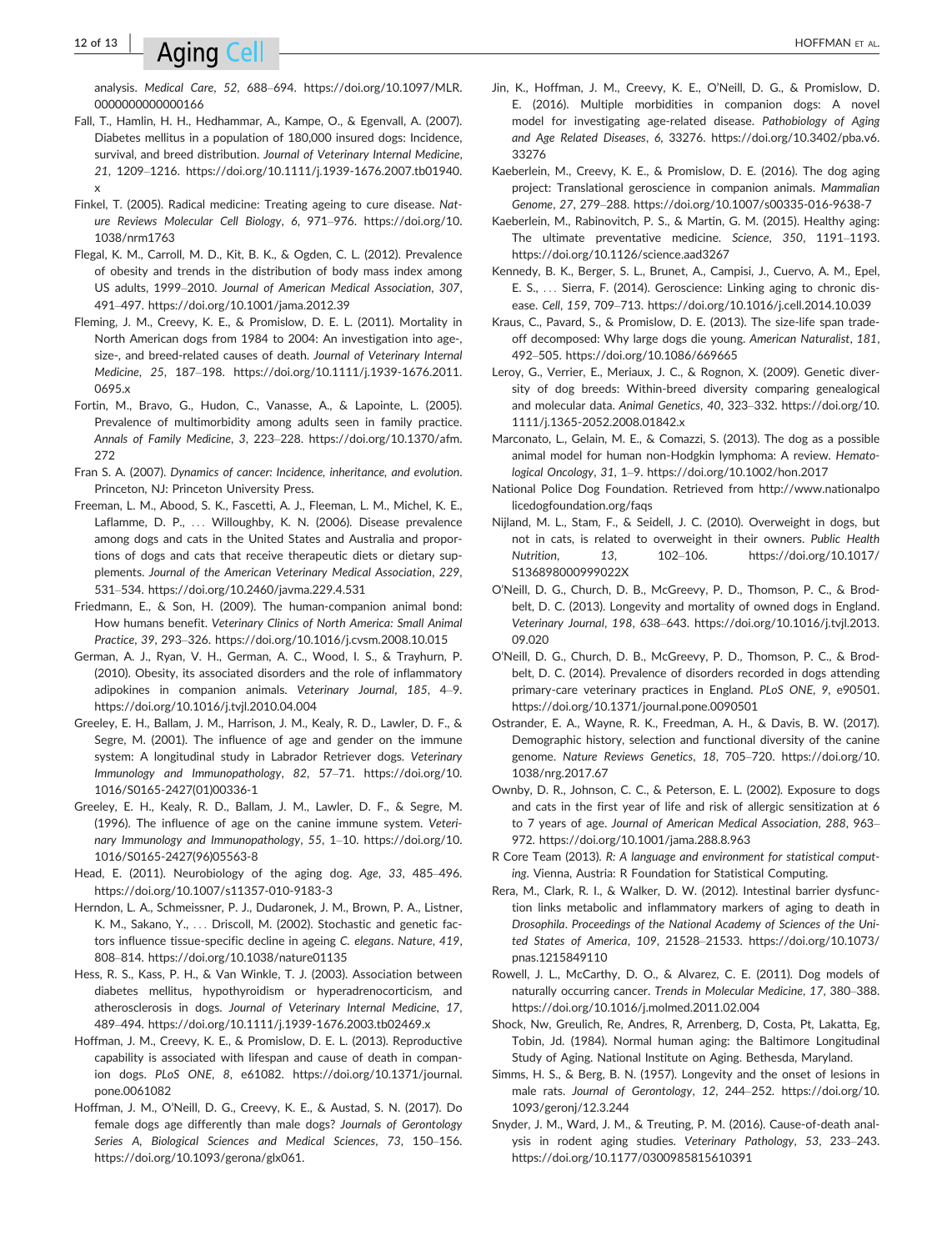analysis. *Medical Care*, *52*, 688–694. https://doi.org/10.1097/MLR.0000000000000166

Fall, T., Hamlin, H. H., Hedhammar, A., Kampe, O., & Egenvall, A. (2007). Diabetes mellitus in a population of 180,000 insured dogs: Incidence, survival, and breed distribution. *Journal of Veterinary Internal Medicine*, *21*, 1209–1216. https://doi.org/10.1111/j.1939-1676.2007.tb01940.x

Finkel, T. (2005). Radical medicine: Treating ageing to cure disease. *Nature Reviews Molecular Cell Biology*, *6*, 971–976. https://doi.org/10.1038/nrm1763

Flegal, K. M., Carroll, M. D., Kit, B. K., & Ogden, C. L. (2012). Prevalence of obesity and trends in the distribution of body mass index among US adults, 1999–2010. *Journal of American Medical Association*, *307*, 491–497. https://doi.org/10.1001/jama.2012.39

Fleming, J. M., Creevy, K. E., & Promislow, D. E. L. (2011). Mortality in North American dogs from 1984 to 2004: An investigation into age-, size-, and breed-related causes of death. *Journal of Veterinary Internal Medicine*, *25*, 187–198. https://doi.org/10.1111/j.1939-1676.2011.0695.x

Fortin, M., Bravo, G., Hudon, C., Vanasse, A., & Lapointe, L. (2005). Prevalence of multimorbidity among adults seen in family practice. *Annals of Family Medicine*, *3*, 223–228. https://doi.org/10.1370/afm.272

Fran S. A. (2007). *Dynamics of cancer: Incidence, inheritance, and evolution*. Princeton, NJ: Princeton University Press.

Freeman, L. M., Abood, S. K., Fascetti, A. J., Fleeman, L. M., Michel, K. E., Laflamme, D. P., … Willoughby, K. N. (2006). Disease prevalence among dogs and cats in the United States and Australia and proportions of dogs and cats that receive therapeutic diets or dietary supplements. *Journal of the American Veterinary Medical Association*, *229*, 531–534. https://doi.org/10.2460/javma.229.4.531

Friedmann, E., & Son, H. (2009). The human-companion animal bond: How humans benefit. *Veterinary Clinics of North America: Small Animal Practice*, *39*, 293–326. https://doi.org/10.1016/j.cvsm.2008.10.015

German, A. J., Ryan, V. H., German, A. C., Wood, I. S., & Trayhurn, P. (2010). Obesity, its associated disorders and the role of inflammatory adipokines in companion animals. *Veterinary Journal*, *185*, 4–9. https://doi.org/10.1016/j.tvjl.2010.04.004

Greeley, E. H., Ballam, J. M., Harrison, J. M., Kealy, R. D., Lawler, D. F., & Segre, M. (2001). The influence of age and gender on the immune system: A longitudinal study in Labrador Retriever dogs. *Veterinary Immunology and Immunopathology*, *82*, 57–71. https://doi.org/10.1016/S0165-2427(01)00336-1

Greeley, E. H., Kealy, R. D., Ballam, J. M., Lawler, D. F., & Segre, M. (1996). The influence of age on the canine immune system. *Veterinary Immunology and Immunopathology*, *55*, 1–10. https://doi.org/10.1016/S0165-2427(96)05563-8

Head, E. (2011). Neurobiology of the aging dog. *Age*, *33*, 485–496. https://doi.org/10.1007/s11357-010-9183-3

Herndon, L. A., Schmeissner, P. J., Dudaronek, J. M., Brown, P. A., Listner, K. M., Sakano, Y., … Driscoll, M. (2002). Stochastic and genetic factors influence tissue-specific decline in ageing *C. elegans*. *Nature*, *419*, 808–814. https://doi.org/10.1038/nature01135

Hess, R. S., Kass, P. H., & Van Winkle, T. J. (2003). Association between diabetes mellitus, hypothyroidism or hyperadrenocorticism, and atherosclerosis in dogs. *Journal of Veterinary Internal Medicine*, *17*, 489–494. https://doi.org/10.1111/j.1939-1676.2003.tb02469.x

Hoffman, J. M., Creevy, K. E., & Promislow, D. E. L. (2013). Reproductive capability is associated with lifespan and cause of death in companion dogs. *PLoS ONE*, *8*, e61082. https://doi.org/10.1371/journal.pone.0061082

Hoffman, J. M., O'Neill, D. G., Creevy, K. E., & Austad, S. N. (2017). Do female dogs age differently than male dogs? *Journals of Gerontology Series A, Biological Sciences and Medical Sciences*, *73*, 150–156. https://doi.org/10.1093/gerona/glx061.

Jin, K., Hoffman, J. M., Creevy, K. E., O'Neill, D. G., & Promislow, D. E. (2016). Multiple morbidities in companion dogs: A novel model for investigating age-related disease. *Pathobiology of Aging and Age Related Diseases*, *6*, 33276. https://doi.org/10.3402/pba.v6.33276

Kaeberlein, M., Creevy, K. E., & Promislow, D. E. (2016). The dog aging project: Translational geroscience in companion animals. *Mammalian Genome*, *27*, 279–288. https://doi.org/10.1007/s00335-016-9638-7

Kaeberlein, M., Rabinovitch, P. S., & Martin, G. M. (2015). Healthy aging: The ultimate preventative medicine. *Science*, *350*, 1191–1193. https://doi.org/10.1126/science.aad3267

Kennedy, B. K., Berger, S. L., Brunet, A., Campisi, J., Cuervo, A. M., Epel, E. S., … Sierra, F. (2014). Geroscience: Linking aging to chronic disease. *Cell*, *159*, 709–713. https://doi.org/10.1016/j.cell.2014.10.039

Kraus, C., Pavard, S., & Promislow, D. E. (2013). The size-life span tradeoff decomposed: Why large dogs die young. *American Naturalist*, *181*, 492–505. https://doi.org/10.1086/669665

Leroy, G., Verrier, E., Meriaux, J. C., & Rognon, X. (2009). Genetic diversity of dog breeds: Within-breed diversity comparing genealogical and molecular data. *Animal Genetics*, *40*, 323–332. https://doi.org/10.1111/j.1365-2052.2008.01842.x

Marconato, L., Gelain, M. E., & Comazzi, S. (2013). The dog as a possible animal model for human non-Hodgkin lymphoma: A review. *Hematological Oncology*, *31*, 1–9. https://doi.org/10.1002/hon.2017

National Police Dog Foundation. Retrieved from http://www.nationalpolicedogfoundation.org/faqs

Nijland, M. L., Stam, F., & Seidell, J. C. (2010). Overweight in dogs, but not in cats, is related to overweight in their owners. *Public Health Nutrition*, *13*, 102–106. https://doi.org/10.1017/S136898000999022X

O'Neill, D. G., Church, D. B., McGreevy, P. D., Thomson, P. C., & Brodbelt, D. C. (2013). Longevity and mortality of owned dogs in England. *Veterinary Journal*, *198*, 638–643. https://doi.org/10.1016/j.tvjl.2013.09.020

O'Neill, D. G., Church, D. B., McGreevy, P. D., Thomson, P. C., & Brodbelt, D. C. (2014). Prevalence of disorders recorded in dogs attending primary-care veterinary practices in England. *PLoS ONE*, *9*, e90501. https://doi.org/10.1371/journal.pone.0090501

Ostrander, E. A., Wayne, R. K., Freedman, A. H., & Davis, B. W. (2017). Demographic history, selection and functional diversity of the canine genome. *Nature Reviews Genetics*, *18*, 705–720. https://doi.org/10.1038/nrg.2017.67

Ownby, D. R., Johnson, C. C., & Peterson, E. L. (2002). Exposure to dogs and cats in the first year of life and risk of allergic sensitization at 6 to 7 years of age. *Journal of American Medical Association*, *288*, 963–972. https://doi.org/10.1001/jama.288.8.963

R Core Team (2013). *R: A language and environment for statistical computing*. Vienna, Austria: R Foundation for Statistical Computing.

Rera, M., Clark, R. I., & Walker, D. W. (2012). Intestinal barrier dysfunction links metabolic and inflammatory markers of aging to death in *Drosophila*. *Proceedings of the National Academy of Sciences of the United States of America*, *109*, 21528–21533. https://doi.org/10.1073/pnas.1215849110

Rowell, J. L., McCarthy, D. O., & Alvarez, C. E. (2011). Dog models of naturally occurring cancer. *Trends in Molecular Medicine*, *17*, 380–388. https://doi.org/10.1016/j.molmed.2011.02.004

Shock, Nw, Greulich, Re, Andres, R, Arrenberg, D, Costa, Pt, Lakatta, Eg, Tobin, Jd. (1984). Normal human aging: the Baltimore Longitudinal Study of Aging. National Institute on Aging. Bethesda, Maryland.

Simms, H. S., & Berg, B. N. (1957). Longevity and the onset of lesions in male rats. *Journal of Gerontology*, *12*, 244–252. https://doi.org/10.1093/geronj/12.3.244

Snyder, J. M., Ward, J. M., & Treuting, P. M. (2016). Cause-of-death analysis in rodent aging studies. *Veterinary Pathology*, *53*, 233–243. https://doi.org/10.1177/0300985815610391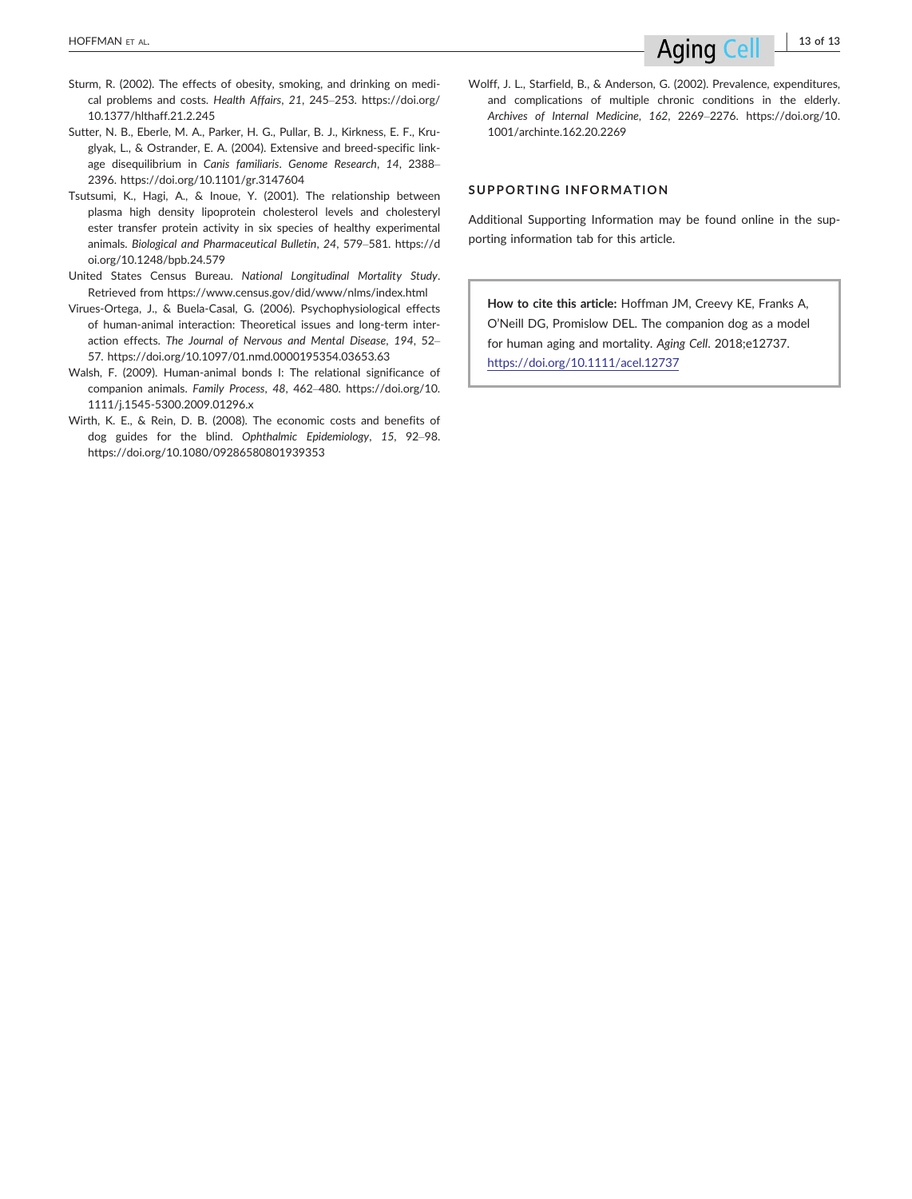Sturm, R. (2002). The effects of obesity, smoking, and drinking on medical problems and costs. *Health Affairs*, *21*, 245–253. https://doi.org/10.1377/hlthaff.21.2.245

Sutter, N. B., Eberle, M. A., Parker, H. G., Pullar, B. J., Kirkness, E. F., Kruglyak, L., & Ostrander, E. A. (2004). Extensive and breed-specific linkage disequilibrium in *Canis familiaris*. *Genome Research*, *14*, 2388–2396. https://doi.org/10.1101/gr.3147604

Tsutsumi, K., Hagi, A., & Inoue, Y. (2001). The relationship between plasma high density lipoprotein cholesterol levels and cholesteryl ester transfer protein activity in six species of healthy experimental animals. *Biological and Pharmaceutical Bulletin*, *24*, 579–581. https://doi.org/10.1248/bpb.24.579

United States Census Bureau. *National Longitudinal Mortality Study*. Retrieved from https://www.census.gov/did/www/nlms/index.html

Virues-Ortega, J., & Buela-Casal, G. (2006). Psychophysiological effects of human-animal interaction: Theoretical issues and long-term interaction effects. *The Journal of Nervous and Mental Disease*, *194*, 52–57. https://doi.org/10.1097/01.nmd.0000195354.03653.63

Walsh, F. (2009). Human-animal bonds I: The relational significance of companion animals. *Family Process*, *48*, 462–480. https://doi.org/10.1111/j.1545-5300.2009.01296.x

Wirth, K. E., & Rein, D. B. (2008). The economic costs and benefits of dog guides for the blind. *Ophthalmic Epidemiology*, *15*, 92–98. https://doi.org/10.1080/09286580801939353

Wolff, J. L., Starfield, B., & Anderson, G. (2002). Prevalence, expenditures, and complications of multiple chronic conditions in the elderly. *Archives of Internal Medicine*, *162*, 2269–2276. https://doi.org/10.1001/archinte.162.20.2269

## SUPPORTING INFORMATION

Additional Supporting Information may be found online in the supporting information tab for this article.

**How to cite this article:** Hoffman JM, Creevy KE, Franks A, O'Neill DG, Promislow DEL. The companion dog as a model for human aging and mortality. *Aging Cell*. 2018;e12737. https://doi.org/10.1111/acel.12737